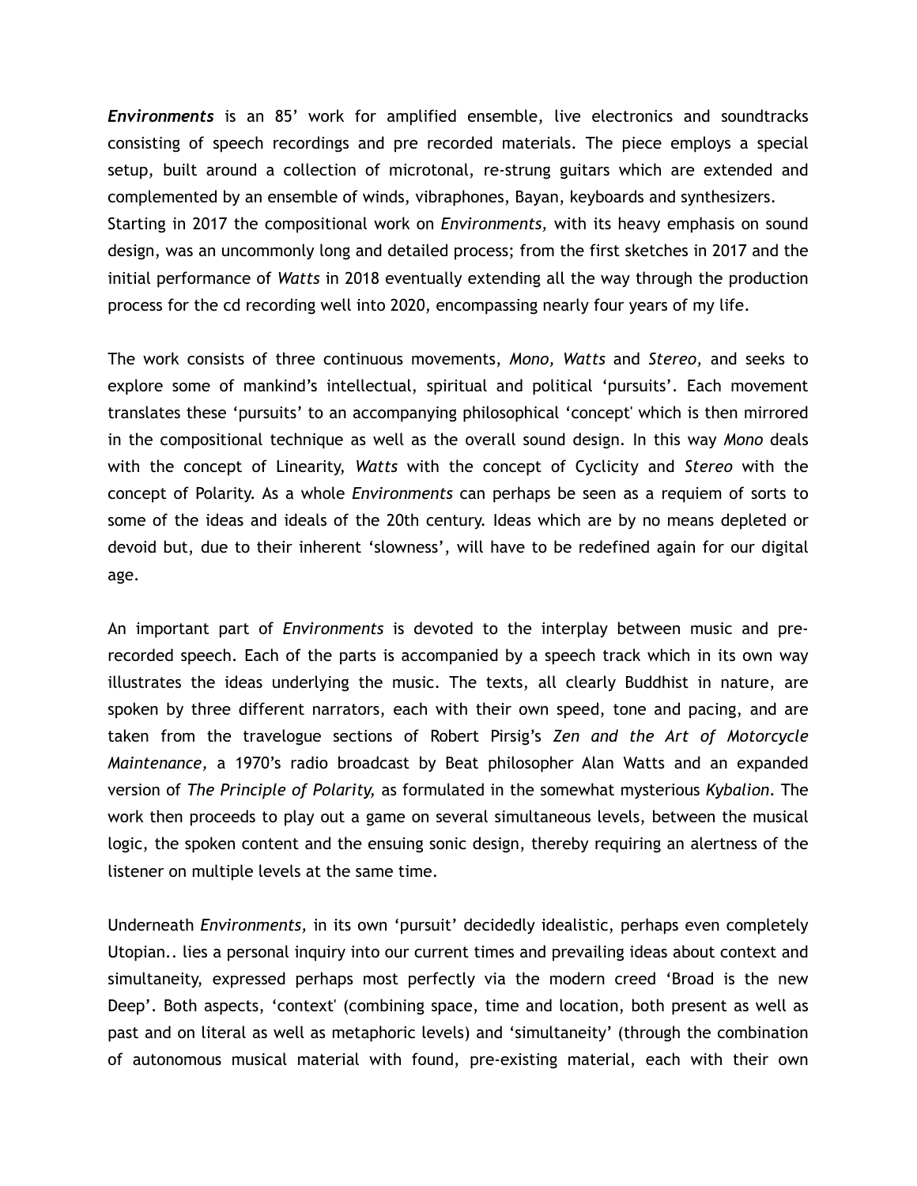***Environments*** is an 85' work for amplified ensemble, live electronics and soundtracks consisting of speech recordings and pre recorded materials. The piece employs a special setup, built around a collection of microtonal, re-strung guitars which are extended and complemented by an ensemble of winds, vibraphones, Bayan, keyboards and synthesizers.
Starting in 2017 the compositional work on *Environments,* with its heavy emphasis on sound design, was an uncommonly long and detailed process; from the first sketches in 2017 and the initial performance of *Watts* in 2018 eventually extending all the way through the production process for the cd recording well into 2020, encompassing nearly four years of my life.

The work consists of three continuous movements, *Mono, Watts* and *Stereo,* and seeks to explore some of mankind's intellectual, spiritual and political 'pursuits'. Each movement translates these 'pursuits' to an accompanying philosophical 'concept' which is then mirrored in the compositional technique as well as the overall sound design. In this way *Mono* deals with the concept of Linearity, *Watts* with the concept of Cyclicity and *Stereo* with the concept of Polarity. As a whole *Environments* can perhaps be seen as a requiem of sorts to some of the ideas and ideals of the 20th century. Ideas which are by no means depleted or devoid but, due to their inherent 'slowness', will have to be redefined again for our digital age.

An important part of *Environments* is devoted to the interplay between music and pre-recorded speech. Each of the parts is accompanied by a speech track which in its own way illustrates the ideas underlying the music. The texts, all clearly Buddhist in nature, are spoken by three different narrators, each with their own speed, tone and pacing, and are taken from the travelogue sections of Robert Pirsig's *Zen and the Art of Motorcycle Maintenance,* a 1970's radio broadcast by Beat philosopher Alan Watts and an expanded version of *The Principle of Polarity,* as formulated in the somewhat mysterious *Kybalion*. The work then proceeds to play out a game on several simultaneous levels, between the musical logic, the spoken content and the ensuing sonic design, thereby requiring an alertness of the listener on multiple levels at the same time.

Underneath *Environments,* in its own 'pursuit' decidedly idealistic, perhaps even completely Utopian.. lies a personal inquiry into our current times and prevailing ideas about context and simultaneity, expressed perhaps most perfectly via the modern creed 'Broad is the new Deep'. Both aspects, 'context' (combining space, time and location, both present as well as past and on literal as well as metaphoric levels) and 'simultaneity' (through the combination of autonomous musical material with found, pre-existing material, each with their own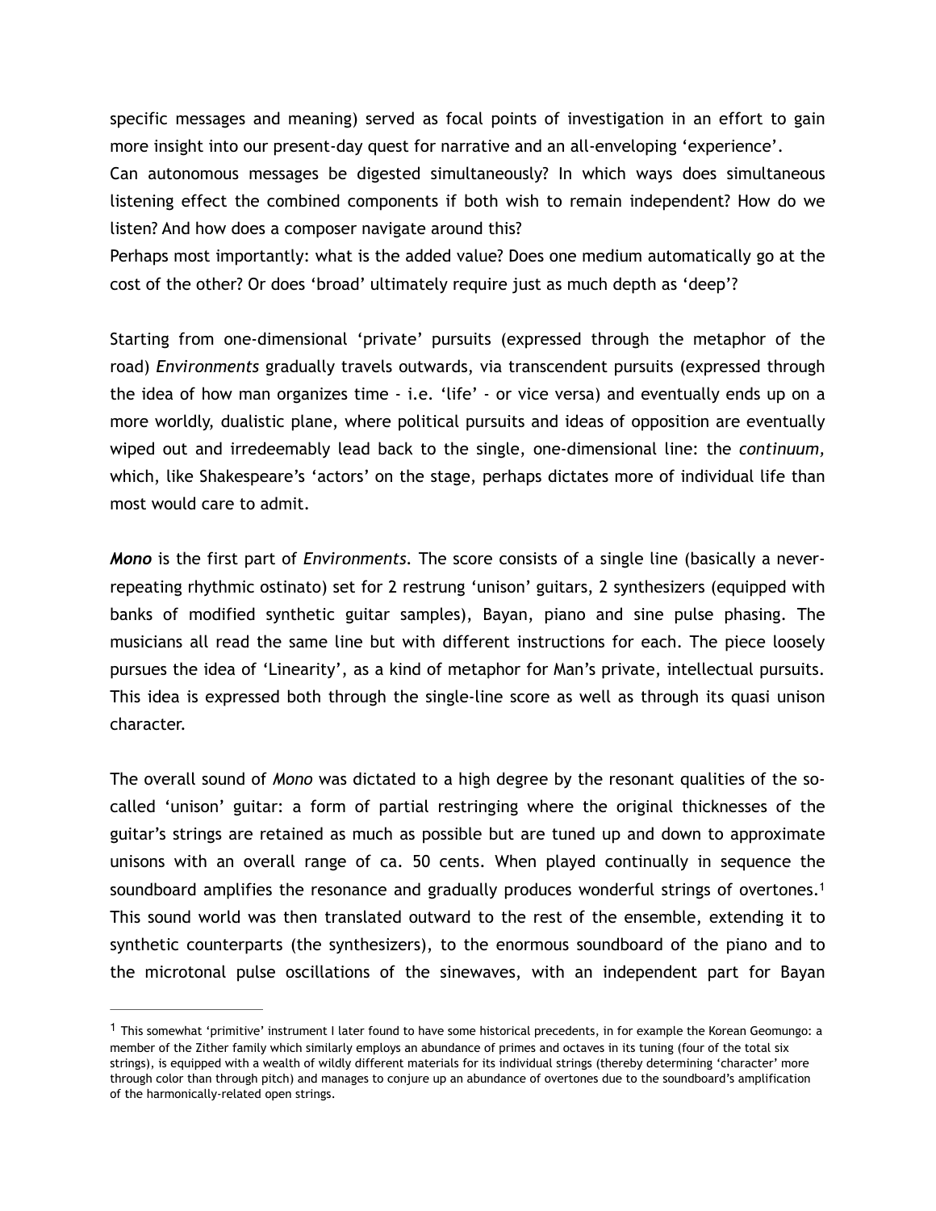specific messages and meaning) served as focal points of investigation in an effort to gain more insight into our present-day quest for narrative and an all-enveloping 'experience'.
Can autonomous messages be digested simultaneously? In which ways does simultaneous listening effect the combined components if both wish to remain independent? How do we listen? And how does a composer navigate around this?
Perhaps most importantly: what is the added value? Does one medium automatically go at the cost of the other? Or does 'broad' ultimately require just as much depth as 'deep'?

Starting from one-dimensional 'private' pursuits (expressed through the metaphor of the road) *Environments* gradually travels outwards, via transcendent pursuits (expressed through the idea of how man organizes time - i.e. 'life' - or vice versa) and eventually ends up on a more worldly, dualistic plane, where political pursuits and ideas of opposition are eventually wiped out and irredeemably lead back to the single, one-dimensional line: the *continuum,* which, like Shakespeare's 'actors' on the stage, perhaps dictates more of individual life than most would care to admit.

***Mono*** is the first part of *Environments.* The score consists of a single line (basically a never-repeating rhythmic ostinato) set for 2 restrung 'unison' guitars, 2 synthesizers (equipped with banks of modified synthetic guitar samples), Bayan, piano and sine pulse phasing. The musicians all read the same line but with different instructions for each. The piece loosely pursues the idea of 'Linearity', as a kind of metaphor for Man's private, intellectual pursuits. This idea is expressed both through the single-line score as well as through its quasi unison character.

The overall sound of *Mono* was dictated to a high degree by the resonant qualities of the so-called 'unison' guitar: a form of partial restringing where the original thicknesses of the guitar's strings are retained as much as possible but are tuned up and down to approximate unisons with an overall range of ca. 50 cents. When played continually in sequence the soundboard amplifies the resonance and gradually produces wonderful strings of overtones.[1] This sound world was then translated outward to the rest of the ensemble, extending it to synthetic counterparts (the synthesizers), to the enormous soundboard of the piano and to the microtonal pulse oscillations of the sinewaves, with an independent part for Bayan

---

[1] This somewhat 'primitive' instrument I later found to have some historical precedents, in for example the Korean Geomungo: a member of the Zither family which similarly employs an abundance of primes and octaves in its tuning (four of the total six strings), is equipped with a wealth of wildly different materials for its individual strings (thereby determining 'character' more through color than through pitch) and manages to conjure up an abundance of overtones due to the soundboard's amplification of the harmonically-related open strings.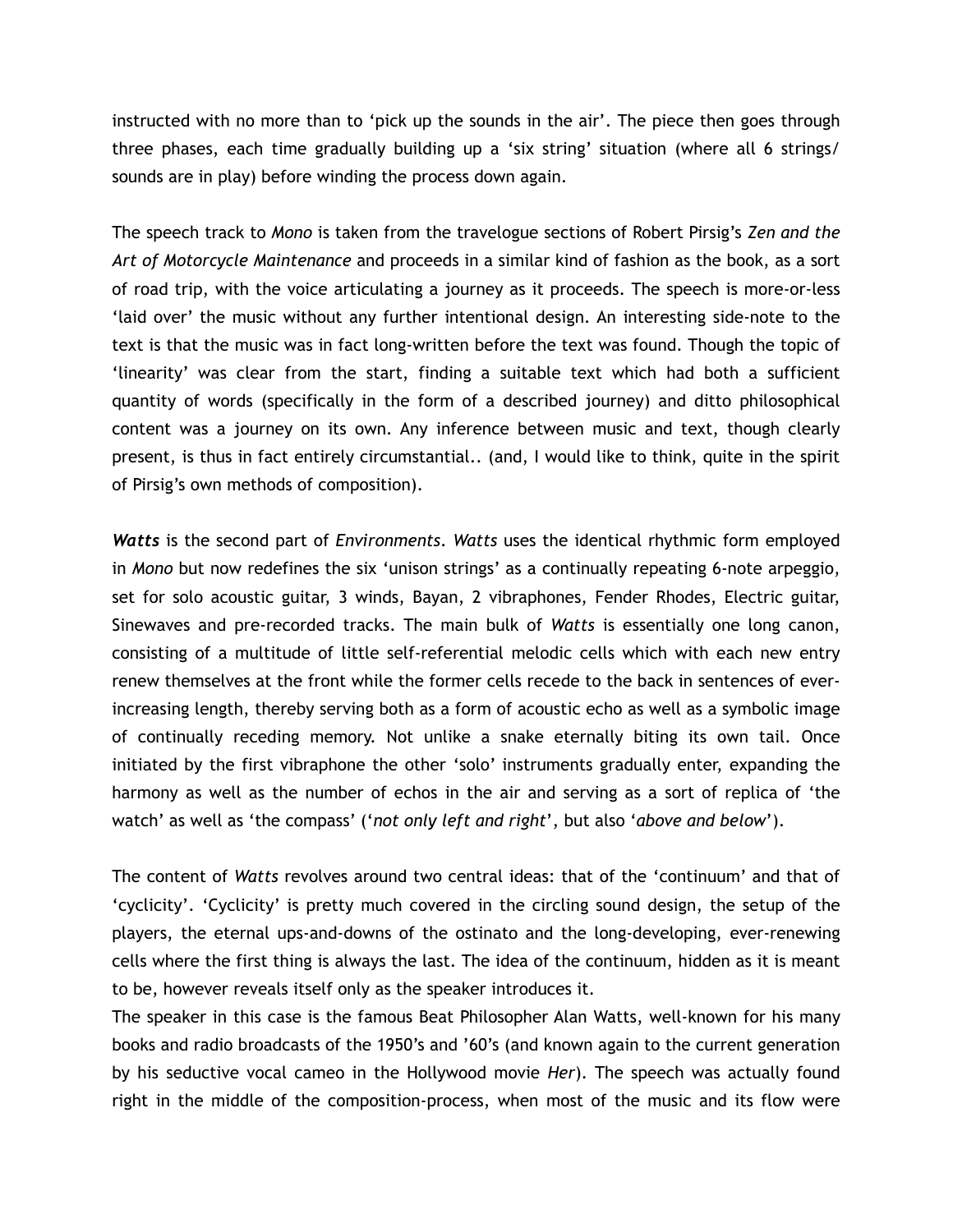instructed with no more than to 'pick up the sounds in the air'. The piece then goes through three phases, each time gradually building up a 'six string' situation (where all 6 strings/ sounds are in play) before winding the process down again.

The speech track to *Mono* is taken from the travelogue sections of Robert Pirsig's *Zen and the Art of Motorcycle Maintenance* and proceeds in a similar kind of fashion as the book, as a sort of road trip, with the voice articulating a journey as it proceeds. The speech is more-or-less 'laid over' the music without any further intentional design. An interesting side-note to the text is that the music was in fact long-written before the text was found. Though the topic of 'linearity' was clear from the start, finding a suitable text which had both a sufficient quantity of words (specifically in the form of a described journey) and ditto philosophical content was a journey on its own. Any inference between music and text, though clearly present, is thus in fact entirely circumstantial.. (and, I would like to think, quite in the spirit of Pirsig's own methods of composition).

***Watts*** is the second part of *Environments*. *Watts* uses the identical rhythmic form employed in *Mono* but now redefines the six 'unison strings' as a continually repeating 6-note arpeggio, set for solo acoustic guitar, 3 winds, Bayan, 2 vibraphones, Fender Rhodes, Electric guitar, Sinewaves and pre-recorded tracks. The main bulk of *Watts* is essentially one long canon, consisting of a multitude of little self-referential melodic cells which with each new entry renew themselves at the front while the former cells recede to the back in sentences of ever-increasing length, thereby serving both as a form of acoustic echo as well as a symbolic image of continually receding memory. Not unlike a snake eternally biting its own tail. Once initiated by the first vibraphone the other 'solo' instruments gradually enter, expanding the harmony as well as the number of echos in the air and serving as a sort of replica of 'the watch' as well as 'the compass' ('*not only left and right*', but also '*above and below*').

The content of *Watts* revolves around two central ideas: that of the 'continuum' and that of 'cyclicity'. 'Cyclicity' is pretty much covered in the circling sound design, the setup of the players, the eternal ups-and-downs of the ostinato and the long-developing, ever-renewing cells where the first thing is always the last. The idea of the continuum, hidden as it is meant to be, however reveals itself only as the speaker introduces it.
The speaker in this case is the famous Beat Philosopher Alan Watts, well-known for his many books and radio broadcasts of the 1950's and '60's (and known again to the current generation by his seductive vocal cameo in the Hollywood movie *Her*). The speech was actually found right in the middle of the composition-process, when most of the music and its flow were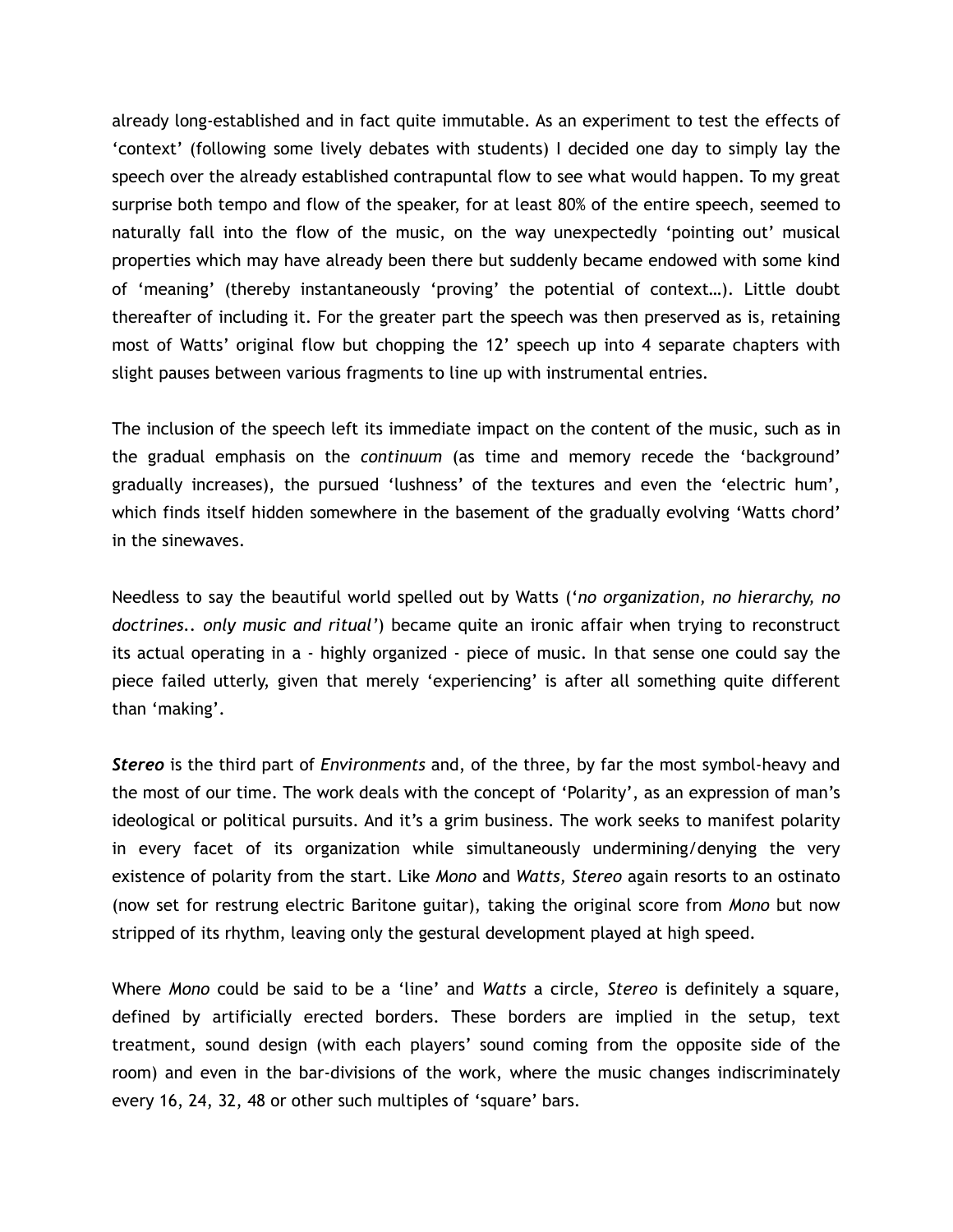already long-established and in fact quite immutable. As an experiment to test the effects of 'context' (following some lively debates with students) I decided one day to simply lay the speech over the already established contrapuntal flow to see what would happen. To my great surprise both tempo and flow of the speaker, for at least 80% of the entire speech, seemed to naturally fall into the flow of the music, on the way unexpectedly 'pointing out' musical properties which may have already been there but suddenly became endowed with some kind of 'meaning' (thereby instantaneously 'proving' the potential of context…). Little doubt thereafter of including it. For the greater part the speech was then preserved as is, retaining most of Watts' original flow but chopping the 12' speech up into 4 separate chapters with slight pauses between various fragments to line up with instrumental entries.

The inclusion of the speech left its immediate impact on the content of the music, such as in the gradual emphasis on the *continuum* (as time and memory recede the 'background' gradually increases), the pursued 'lushness' of the textures and even the 'electric hum', which finds itself hidden somewhere in the basement of the gradually evolving 'Watts chord' in the sinewaves.

Needless to say the beautiful world spelled out by Watts (*'no organization, no hierarchy, no doctrines.. only music and ritual'*) became quite an ironic affair when trying to reconstruct its actual operating in a - highly organized - piece of music. In that sense one could say the piece failed utterly, given that merely 'experiencing' is after all something quite different than 'making'.

***Stereo*** is the third part of *Environments* and, of the three, by far the most symbol-heavy and the most of our time. The work deals with the concept of 'Polarity', as an expression of man's ideological or political pursuits. And it's a grim business. The work seeks to manifest polarity in every facet of its organization while simultaneously undermining/denying the very existence of polarity from the start. Like *Mono* and *Watts, Stereo* again resorts to an ostinato (now set for restrung electric Baritone guitar), taking the original score from *Mono* but now stripped of its rhythm, leaving only the gestural development played at high speed.

Where *Mono* could be said to be a 'line' and *Watts* a circle, *Stereo* is definitely a square, defined by artificially erected borders. These borders are implied in the setup, text treatment, sound design (with each players' sound coming from the opposite side of the room) and even in the bar-divisions of the work, where the music changes indiscriminately every 16, 24, 32, 48 or other such multiples of 'square' bars.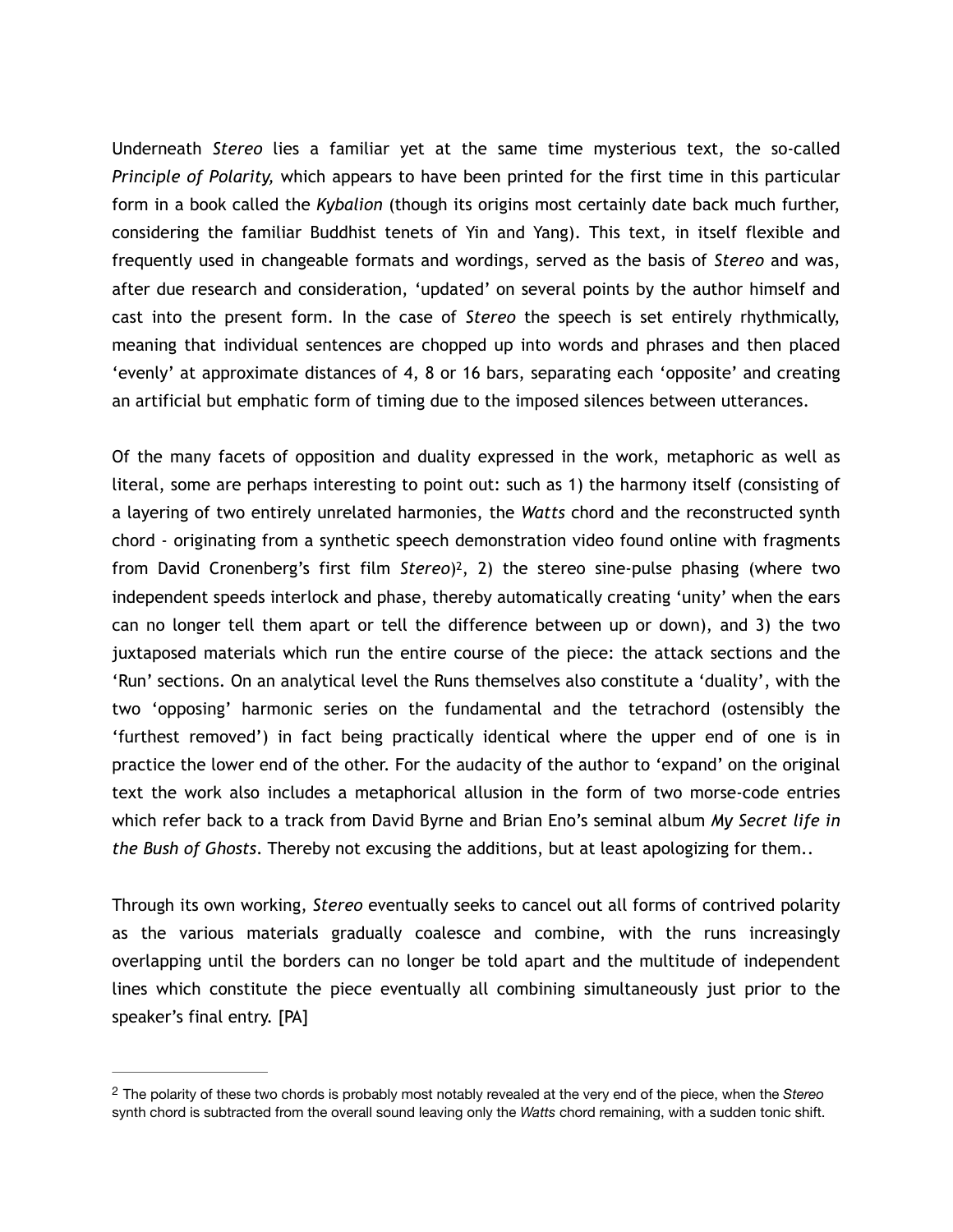Underneath *Stereo* lies a familiar yet at the same time mysterious text, the so-called *Principle of Polarity,* which appears to have been printed for the first time in this particular form in a book called the *Kybalion* (though its origins most certainly date back much further, considering the familiar Buddhist tenets of Yin and Yang). This text, in itself flexible and frequently used in changeable formats and wordings, served as the basis of *Stereo* and was, after due research and consideration, 'updated' on several points by the author himself and cast into the present form. In the case of *Stereo* the speech is set entirely rhythmically, meaning that individual sentences are chopped up into words and phrases and then placed 'evenly' at approximate distances of 4, 8 or 16 bars, separating each 'opposite' and creating an artificial but emphatic form of timing due to the imposed silences between utterances.

Of the many facets of opposition and duality expressed in the work, metaphoric as well as literal, some are perhaps interesting to point out: such as 1) the harmony itself (consisting of a layering of two entirely unrelated harmonies, the *Watts* chord and the reconstructed synth chord - originating from a synthetic speech demonstration video found online with fragments from David Cronenberg's first film *Stereo*)[2], 2) the stereo sine-pulse phasing (where two independent speeds interlock and phase, thereby automatically creating 'unity' when the ears can no longer tell them apart or tell the difference between up or down), and 3) the two juxtaposed materials which run the entire course of the piece: the attack sections and the 'Run' sections. On an analytical level the Runs themselves also constitute a 'duality', with the two 'opposing' harmonic series on the fundamental and the tetrachord (ostensibly the 'furthest removed') in fact being practically identical where the upper end of one is in practice the lower end of the other. For the audacity of the author to 'expand' on the original text the work also includes a metaphorical allusion in the form of two morse-code entries which refer back to a track from David Byrne and Brian Eno's seminal album *My Secret life in the Bush of Ghosts*. Thereby not excusing the additions, but at least apologizing for them..

Through its own working, *Stereo* eventually seeks to cancel out all forms of contrived polarity as the various materials gradually coalesce and combine, with the runs increasingly overlapping until the borders can no longer be told apart and the multitude of independent lines which constitute the piece eventually all combining simultaneously just prior to the speaker's final entry. [PA]

---

[2] The polarity of these two chords is probably most notably revealed at the very end of the piece, when the *Stereo* synth chord is subtracted from the overall sound leaving only the *Watts* chord remaining, with a sudden tonic shift.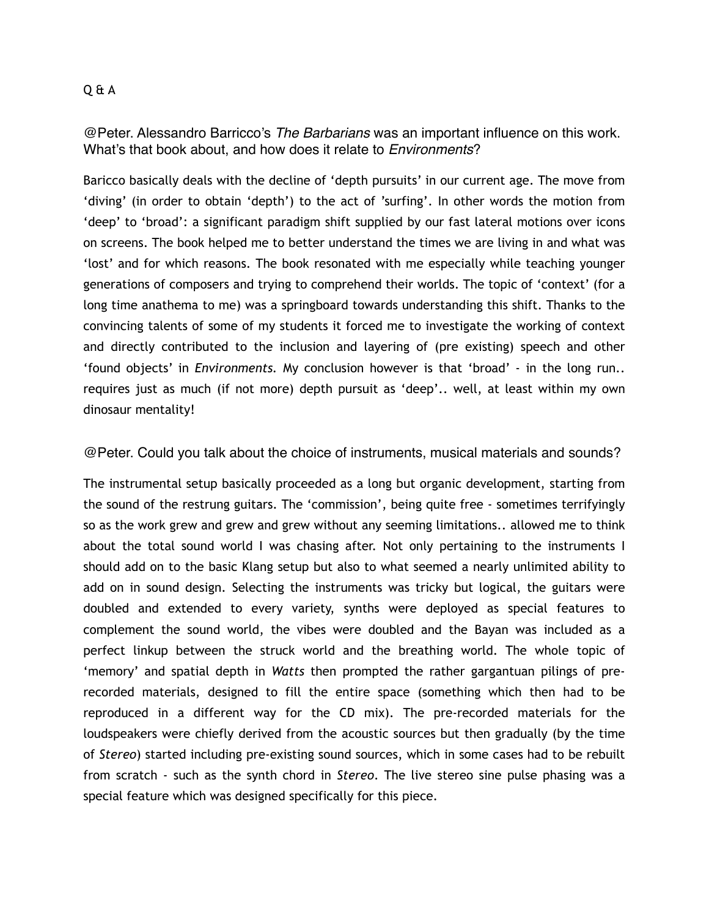Q & A

## @Peter. Alessandro Barricco's *The Barbarians* was an important influence on this work. What's that book about, and how does it relate to *Environments*?

Baricco basically deals with the decline of 'depth pursuits' in our current age. The move from 'diving' (in order to obtain 'depth') to the act of 'surfing'. In other words the motion from 'deep' to 'broad': a significant paradigm shift supplied by our fast lateral motions over icons on screens. The book helped me to better understand the times we are living in and what was 'lost' and for which reasons. The book resonated with me especially while teaching younger generations of composers and trying to comprehend their worlds. The topic of 'context' (for a long time anathema to me) was a springboard towards understanding this shift. Thanks to the convincing talents of some of my students it forced me to investigate the working of context and directly contributed to the inclusion and layering of (pre existing) speech and other 'found objects' in *Environments*. My conclusion however is that 'broad' - in the long run.. requires just as much (if not more) depth pursuit as 'deep'.. well, at least within my own dinosaur mentality!

## @Peter. Could you talk about the choice of instruments, musical materials and sounds?

The instrumental setup basically proceeded as a long but organic development, starting from the sound of the restrung guitars. The 'commission', being quite free - sometimes terrifyingly so as the work grew and grew and grew without any seeming limitations.. allowed me to think about the total sound world I was chasing after. Not only pertaining to the instruments I should add on to the basic Klang setup but also to what seemed a nearly unlimited ability to add on in sound design. Selecting the instruments was tricky but logical, the guitars were doubled and extended to every variety, synths were deployed as special features to complement the sound world, the vibes were doubled and the Bayan was included as a perfect linkup between the struck world and the breathing world. The whole topic of 'memory' and spatial depth in *Watts* then prompted the rather gargantuan pilings of pre-recorded materials, designed to fill the entire space (something which then had to be reproduced in a different way for the CD mix). The pre-recorded materials for the loudspeakers were chiefly derived from the acoustic sources but then gradually (by the time of *Stereo*) started including pre-existing sound sources, which in some cases had to be rebuilt from scratch - such as the synth chord in *Stereo*. The live stereo sine pulse phasing was a special feature which was designed specifically for this piece.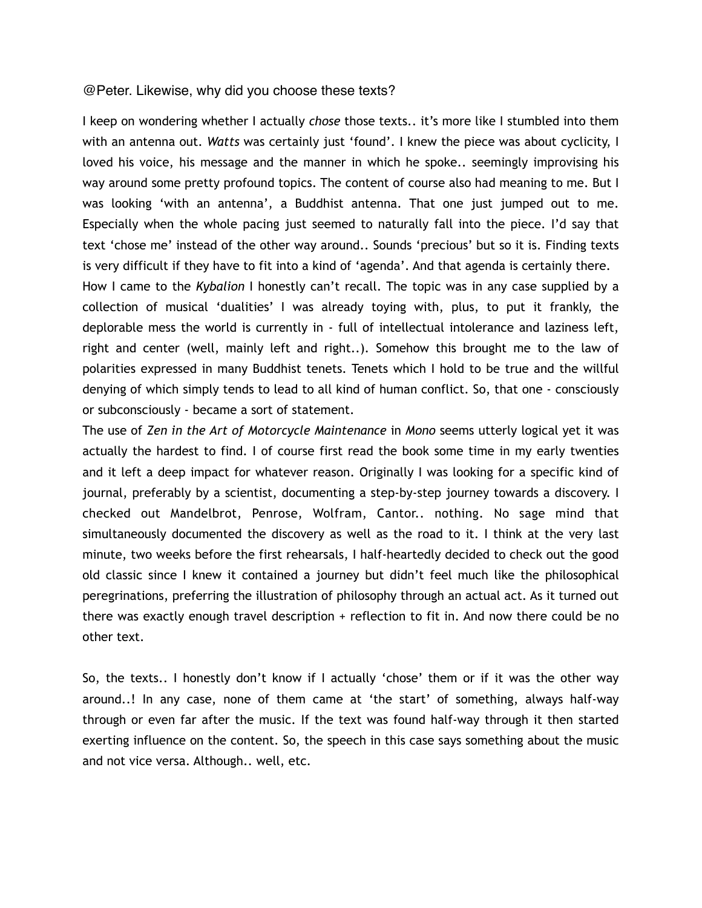@Peter. Likewise, why did you choose these texts?

I keep on wondering whether I actually *chose* those texts.. it's more like I stumbled into them with an antenna out. *Watts* was certainly just 'found'. I knew the piece was about cyclicity, I loved his voice, his message and the manner in which he spoke.. seemingly improvising his way around some pretty profound topics. The content of course also had meaning to me. But I was looking 'with an antenna', a Buddhist antenna. That one just jumped out to me. Especially when the whole pacing just seemed to naturally fall into the piece. I'd say that text 'chose me' instead of the other way around.. Sounds 'precious' but so it is. Finding texts is very difficult if they have to fit into a kind of 'agenda'. And that agenda is certainly there.
How I came to the *Kybalion* I honestly can't recall. The topic was in any case supplied by a collection of musical 'dualities' I was already toying with, plus, to put it frankly, the deplorable mess the world is currently in - full of intellectual intolerance and laziness left, right and center (well, mainly left and right..). Somehow this brought me to the law of polarities expressed in many Buddhist tenets. Tenets which I hold to be true and the willful denying of which simply tends to lead to all kind of human conflict. So, that one - consciously or subconsciously - became a sort of statement.
The use of *Zen in the Art of Motorcycle Maintenance* in *Mono* seems utterly logical yet it was actually the hardest to find. I of course first read the book some time in my early twenties and it left a deep impact for whatever reason. Originally I was looking for a specific kind of journal, preferably by a scientist, documenting a step-by-step journey towards a discovery. I checked out Mandelbrot, Penrose, Wolfram, Cantor.. nothing. No sage mind that simultaneously documented the discovery as well as the road to it. I think at the very last minute, two weeks before the first rehearsals, I half-heartedly decided to check out the good old classic since I knew it contained a journey but didn't feel much like the philosophical peregrinations, preferring the illustration of philosophy through an actual act. As it turned out there was exactly enough travel description + reflection to fit in. And now there could be no other text.

So, the texts.. I honestly don't know if I actually 'chose' them or if it was the other way around..! In any case, none of them came at 'the start' of something, always half-way through or even far after the music. If the text was found half-way through it then started exerting influence on the content. So, the speech in this case says something about the music and not vice versa. Although.. well, etc.